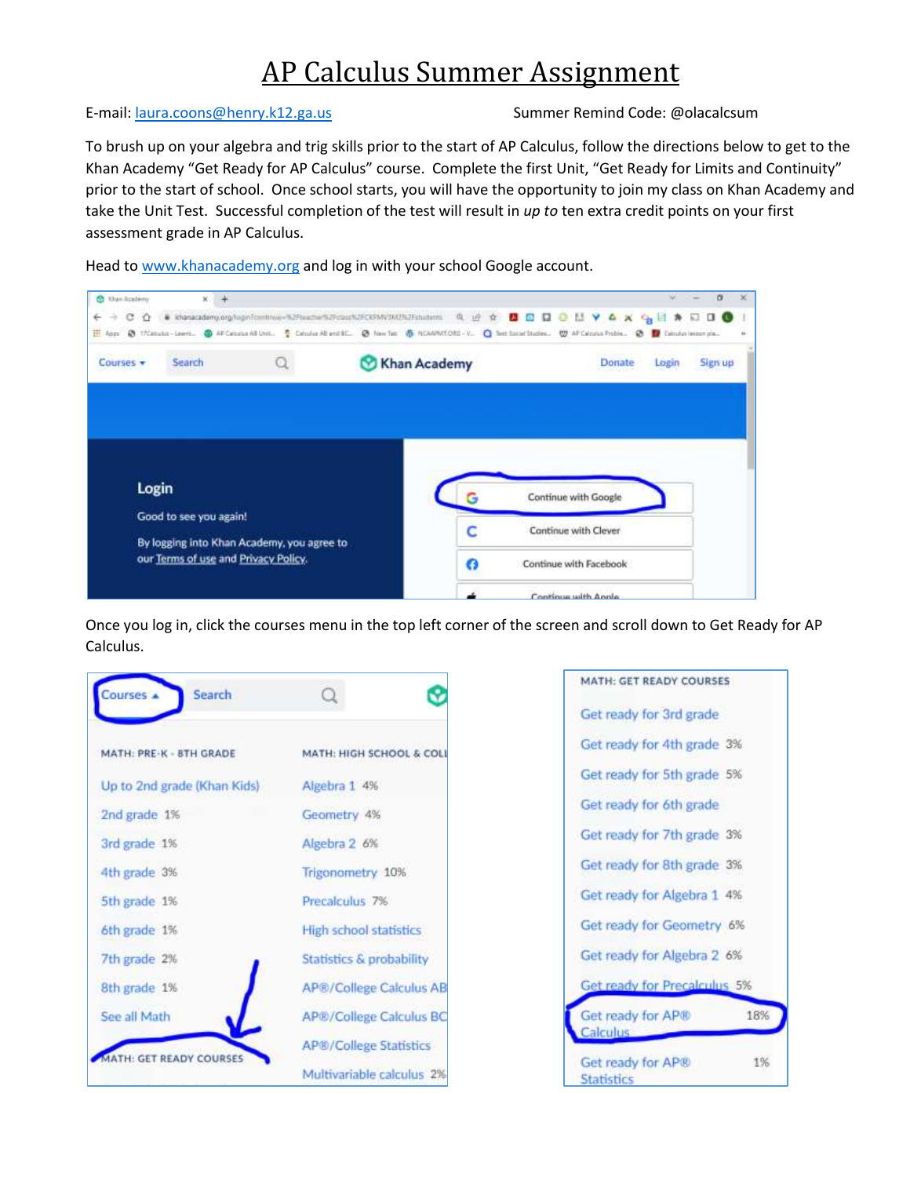# AP Calculus Summer Assignment

E-mail: laura.coons@henry.k12.ga.us Summer Remind Code: @olacalcsum

To brush up on your algebra and trig skills prior to the start of AP Calculus, follow the directions below to get to the Khan Academy "Get Ready for AP Calculus" course. Complete the first Unit, "Get Ready for Limits and Continuity" prior to the start of school. Once school starts, you will have the opportunity to join my class on Khan Academy and take the Unit Test. Successful completion of the test will result in *up to* ten extra credit points on your first assessment grade in AP Calculus.

Head to www.khanacademy.org and log in with your school Google account.

Once you log in, click the courses menu in the top left corner of the screen and scroll down to Get Ready for AP Calculus.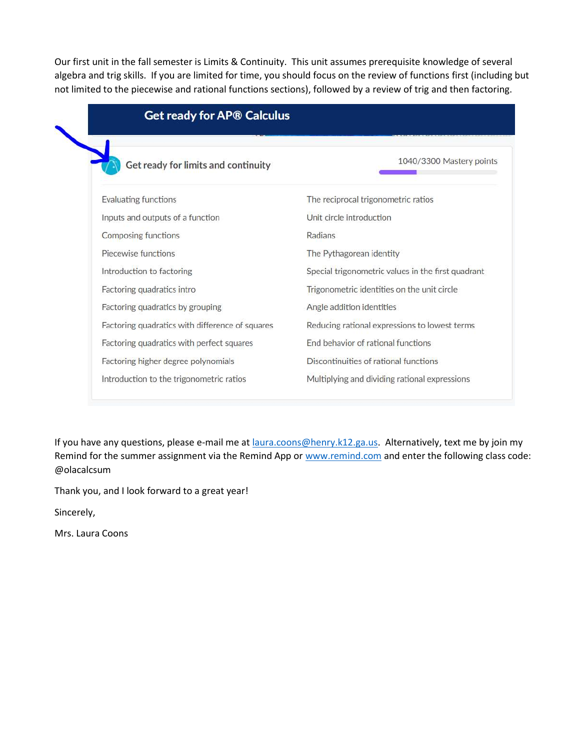Our first unit in the fall semester is Limits & Continuity. This unit assumes prerequisite knowledge of several algebra and trig skills. If you are limited for time, you should focus on the review of functions first (including but not limited to the piecewise and rational functions sections), followed by a review of trig and then factoring.

## Get ready for AP® Calculus

### Get ready for limits and continuity

1040/3300 Mastery points

- Evaluating functions
- Inputs and outputs of a function
- Composing functions
- Piecewise functions
- Introduction to factoring
- Factoring quadratics intro
- Factoring quadratics by grouping
- Factoring quadratics with difference of squares
- Factoring quadratics with perfect squares
- Factoring higher degree polynomials
- Introduction to the trigonometric ratios
- The reciprocal trigonometric ratios
- Unit circle introduction
- Radians
- The Pythagorean identity
- Special trigonometric values in the first quadrant
- Trigonometric identities on the unit circle
- Angle addition identities
- Reducing rational expressions to lowest terms
- End behavior of rational functions
- Discontinuities of rational functions
- Multiplying and dividing rational expressions

If you have any questions, please e-mail me at laura.coons@henry.k12.ga.us. Alternatively, text me by join my Remind for the summer assignment via the Remind App or www.remind.com and enter the following class code: @olacalcsum

Thank you, and I look forward to a great year!

Sincerely,

Mrs. Laura Coons